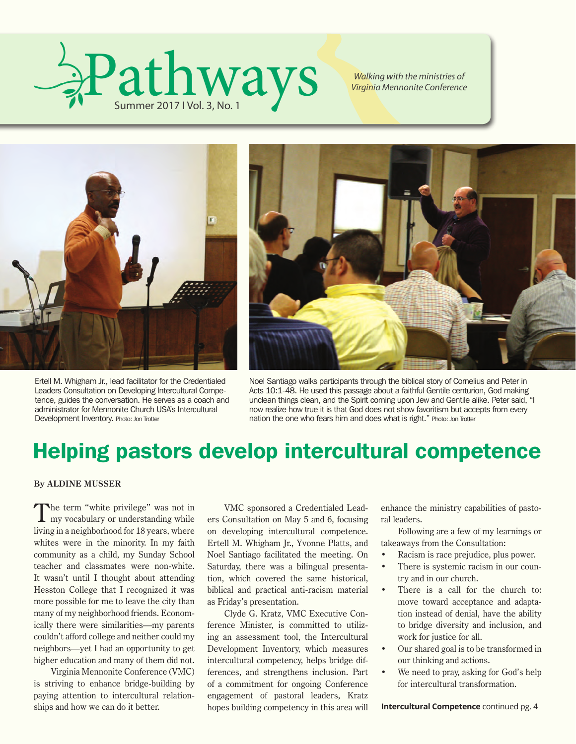# Pathways

Summer 2017 I Vol. 3, No. 1

*Walking with the ministries of Virginia Mennonite Conference*

Ertell M. Whigham Jr., lead facilitator for the Credentialed Leaders Consultation on Developing Intercultural Competence, guides the conversation. He serves as a coach and administrator for Mennonite Church USA's Intercultural Development Inventory. Photo: Jon Trotter

Noel Santiago walks participants through the biblical story of Cornelius and Peter in Acts 10:1-48. He used this passage about a faithful Gentile centurion, God making unclean things clean, and the Spirit coming upon Jew and Gentile alike. Peter said, "I now realize how true it is that God does not show favoritism but accepts from every nation the one who fears him and does what is right." Photo: Jon Trotter

## Helping pastors develop intercultural competence

**By ALDINE MUSSER**

The term "white privilege" was not in my vocabulary or understanding while living in a neighborhood for 18 years, where whites were in the minority. In my faith community as a child, my Sunday School teacher and classmates were non-white. It wasn't until I thought about attending Hesston College that I recognized it was more possible for me to leave the city than many of my neighborhood friends. Economically there were similarities—my parents couldn't afford college and neither could my neighbors—yet I had an opportunity to get higher education and many of them did not.

Virginia Mennonite Conference (VMC) is striving to enhance bridge-building by paying attention to intercultural relationships and how we can do it better.

VMC sponsored a Credentialed Leaders Consultation on May 5 and 6, focusing on developing intercultural competence. Ertell M. Whigham Jr., Yvonne Platts, and Noel Santiago facilitated the meeting. On Saturday, there was a bilingual presentation, which covered the same historical, biblical and practical anti-racism material as Friday's presentation.

Clyde G. Kratz, VMC Executive Conference Minister, is committed to utilizing an assessment tool, the Intercultural Development Inventory, which measures intercultural competency, helps bridge differences, and strengthens inclusion. Part of a commitment for ongoing Conference engagement of pastoral leaders, Kratz hopes building competency in this area will enhance the ministry capabilities of pastoral leaders.

Following are a few of my learnings or takeaways from the Consultation:

- Racism is race prejudice, plus power.
- There is systemic racism in our country and in our church.
- There is a call for the church to: move toward acceptance and adaptation instead of denial, have the ability to bridge diversity and inclusion, and work for justice for all.
- Our shared goal is to be transformed in our thinking and actions.
- We need to pray, asking for God's help for intercultural transformation.

**Intercultural Competence** continued pg. 4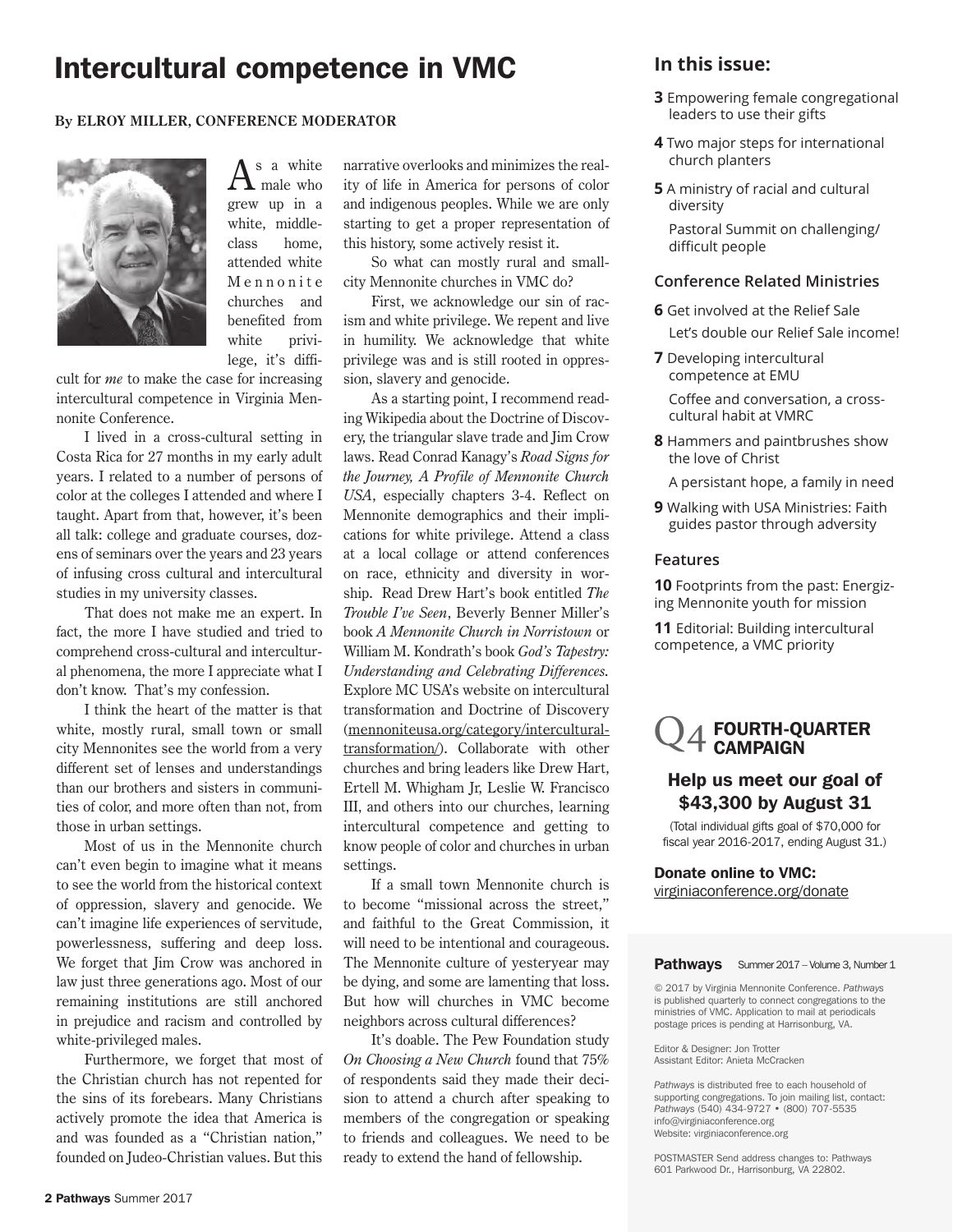# Intercultural competence in VMC

**By ELROY MILLER, CONFERENCE MODERATOR**

As a white male who grew up in a white, middle-class home, attended white Mennonite churches and benefited from white privilege, it's difficult for *me* to make the case for increasing intercultural competence in Virginia Mennonite Conference.

I lived in a cross-cultural setting in Costa Rica for 27 months in my early adult years. I related to a number of persons of color at the colleges I attended and where I taught. Apart from that, however, it's been all talk: college and graduate courses, dozens of seminars over the years and 23 years of infusing cross cultural and intercultural studies in my university classes.

That does not make me an expert. In fact, the more I have studied and tried to comprehend cross-cultural and intercultural phenomena, the more I appreciate what I don't know. That's my confession.

I think the heart of the matter is that white, mostly rural, small town or small city Mennonites see the world from a very different set of lenses and understandings than our brothers and sisters in communities of color, and more often than not, from those in urban settings.

Most of us in the Mennonite church can't even begin to imagine what it means to see the world from the historical context of oppression, slavery and genocide. We can't imagine life experiences of servitude, powerlessness, suffering and deep loss. We forget that Jim Crow was anchored in law just three generations ago. Most of our remaining institutions are still anchored in prejudice and racism and controlled by white-privileged males.

Furthermore, we forget that most of the Christian church has not repented for the sins of its forebears. Many Christians actively promote the idea that America is and was founded as a "Christian nation," founded on Judeo-Christian values. But this narrative overlooks and minimizes the reality of life in America for persons of color and indigenous peoples. While we are only starting to get a proper representation of this history, some actively resist it.

So what can mostly rural and small-city Mennonite churches in VMC do?

First, we acknowledge our sin of racism and white privilege. We repent and live in humility. We acknowledge that white privilege was and is still rooted in oppression, slavery and genocide.

As a starting point, I recommend reading Wikipedia about the Doctrine of Discovery, the triangular slave trade and Jim Crow laws. Read Conrad Kanagy's *Road Signs for the Journey, A Profile of Mennonite Church USA*, especially chapters 3-4. Reflect on Mennonite demographics and their implications for white privilege. Attend a class at a local collage or attend conferences on race, ethnicity and diversity in worship. Read Drew Hart's book entitled *The Trouble I've Seen*, Beverly Benner Miller's book *A Mennonite Church in Norristown* or William M. Kondrath's book *God's Tapestry: Understanding and Celebrating Differences.* Explore MC USA's website on intercultural transformation and Doctrine of Discovery (mennoniteusa.org/category/intercultural-transformation/). Collaborate with other churches and bring leaders like Drew Hart, Ertell M. Whigham Jr, Leslie W. Francisco III, and others into our churches, learning intercultural competence and getting to know people of color and churches in urban settings.

If a small town Mennonite church is to become "missional across the street," and faithful to the Great Commission, it will need to be intentional and courageous. The Mennonite culture of yesteryear may be dying, and some are lamenting that loss. But how will churches in VMC become neighbors across cultural differences?

It's doable. The Pew Foundation study *On Choosing a New Church* found that 75% of respondents said they made their decision to attend a church after speaking to members of the congregation or speaking to friends and colleagues. We need to be ready to extend the hand of fellowship.

## In this issue:

- **3** Empowering female congregational leaders to use their gifts
- **4** Two major steps for international church planters
- **5** A ministry of racial and cultural diversity
  
  Pastoral Summit on challenging/difficult people

### Conference Related Ministries

- **6** Get involved at the Relief Sale
  
  Let's double our Relief Sale income!
- **7** Developing intercultural competence at EMU
  
  Coffee and conversation, a cross-cultural habit at VMRC
- **8** Hammers and paintbrushes show the love of Christ
  
  A persistant hope, a family in need
- **9** Walking with USA Ministries: Faith guides pastor through adversity

### Features

- **10** Footprints from the past: Energizing Mennonite youth for mission
- **11** Editorial: Building intercultural competence, a VMC priority

## Q4 FOURTH-QUARTER CAMPAIGN

### Help us meet our goal of $43,300 by August 31

(Total individual gifts goal of $70,000 for fiscal year 2016-2017, ending August 31.)

**Donate online to VMC:**
virginiaconference.org/donate

**Pathways** Summer 2017 – Volume 3, Number 1

© 2017 by Virginia Mennonite Conference. *Pathways* is published quarterly to connect congregations to the ministries of VMC. Application to mail at periodicals postage prices is pending at Harrisonburg, VA.

Editor & Designer: Jon Trotter
Assistant Editor: Anieta McCracken

*Pathways* is distributed free to each household of supporting congregations. To join mailing list, contact: *Pathways* (540) 434-9727 • (800) 707-5535
info@virginiaconference.org
Website: virginiaconference.org

POSTMASTER Send address changes to: Pathways 601 Parkwood Dr., Harrisonburg, VA 22802.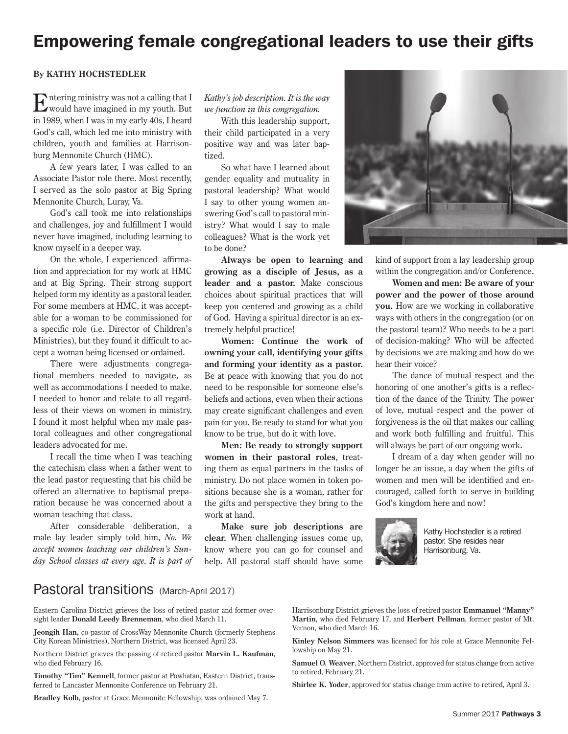# Empowering female congregational leaders to use their gifts

**By KATHY HOCHSTEDLER**

Entering ministry was not a calling that I would have imagined in my youth. But in 1989, when I was in my early 40s, I heard God's call, which led me into ministry with children, youth and families at Harrisonburg Mennonite Church (HMC).

A few years later, I was called to an Associate Pastor role there. Most recently, I served as the solo pastor at Big Spring Mennonite Church, Luray, Va.

God's call took me into relationships and challenges, joy and fulfillment I would never have imagined, including learning to know myself in a deeper way.

On the whole, I experienced affirmation and appreciation for my work at HMC and at Big Spring. Their strong support helped form my identity as a pastoral leader. For some members at HMC, it was acceptable for a woman to be commissioned for a specific role (i.e. Director of Children's Ministries), but they found it difficult to accept a woman being licensed or ordained.

There were adjustments congregational members needed to navigate, as well as accommodations I needed to make. I needed to honor and relate to all regardless of their views on women in ministry. I found it most helpful when my male pastoral colleagues and other congregational leaders advocated for me.

I recall the time when I was teaching the catechism class when a father went to the lead pastor requesting that his child be offered an alternative to baptismal preparation because he was concerned about a woman teaching that class.

After considerable deliberation, a male lay leader simply told him, *No. We accept women teaching our children's Sunday School classes at every age. It is part of Kathy's job description. It is the way we function in this congregation.*

With this leadership support, their child participated in a very positive way and was later baptized.

So what have I learned about gender equality and mutuality in pastoral leadership? What would I say to other young women answering God's call to pastoral ministry? What would I say to male colleagues? What is the work yet to be done?

**Always be open to learning and growing as a disciple of Jesus, as a leader and a pastor.** Make conscious choices about spiritual practices that will keep you centered and growing as a child of God. Having a spiritual director is an extremely helpful practice!

**Women: Continue the work of owning your call, identifying your gifts and forming your identity as a pastor.** Be at peace with knowing that you do not need to be responsible for someone else's beliefs and actions, even when their actions may create significant challenges and even pain for you. Be ready to stand for what you know to be true, but do it with love.

**Men: Be ready to strongly support women in their pastoral roles**, treating them as equal partners in the tasks of ministry. Do not place women in token positions because she is a woman, rather for the gifts and perspective they bring to the work at hand.

**Make sure job descriptions are clear.** When challenging issues come up, know where you can go for counsel and help. All pastoral staff should have some kind of support from a lay leadership group within the congregation and/or Conference.

**Women and men: Be aware of your power and the power of those around you.** How are we working in collaborative ways with others in the congregation (or on the pastoral team)? Who needs to be a part of decision-making? Who will be affected by decisions we are making and how do we hear their voice?

The dance of mutual respect and the honoring of one another's gifts is a reflection of the dance of the Trinity. The power of love, mutual respect and the power of forgiveness is the oil that makes our calling and work both fulfilling and fruitful. This will always be part of our ongoing work.

I dream of a day when gender will no longer be an issue, a day when the gifts of women and men will be identified and encouraged, called forth to serve in building God's kingdom here and now!

Kathy Hochstedler is a retired pastor. She resides near Harrisonburg, Va.

## Pastoral transitions (March-April 2017)

Eastern Carolina District grieves the loss of retired pastor and former oversight leader **Donald Leedy Brenneman**, who died March 11.

**Jeongih Han,** co-pastor of CrossWay Mennonite Church (formerly Stephens City Korean Ministries), Northern District, was licensed April 23.

Northern District grieves the passing of retired pastor **Marvin L. Kaufman**, who died February 16.

**Timothy "Tim" Kennell**, former pastor at Powhatan, Eastern District, transferred to Lancaster Mennonite Conference on February 21.

**Bradley Kolb**, pastor at Grace Mennonite Fellowship, was ordained May 7.

Harrisonburg District grieves the loss of retired pastor **Emmanuel "Manny" Martin**, who died February 17, and **Herbert Pellman**, former pastor of Mt. Vernon, who died March 16.

**Kinley Nelson Simmers** was licensed for his role at Grace Mennonite Fellowship on May 21.

**Samuel O. Weaver**, Northern District, approved for status change from active to retired, February 21.

**Shirlee K. Yoder**, approved for status change from active to retired, April 3.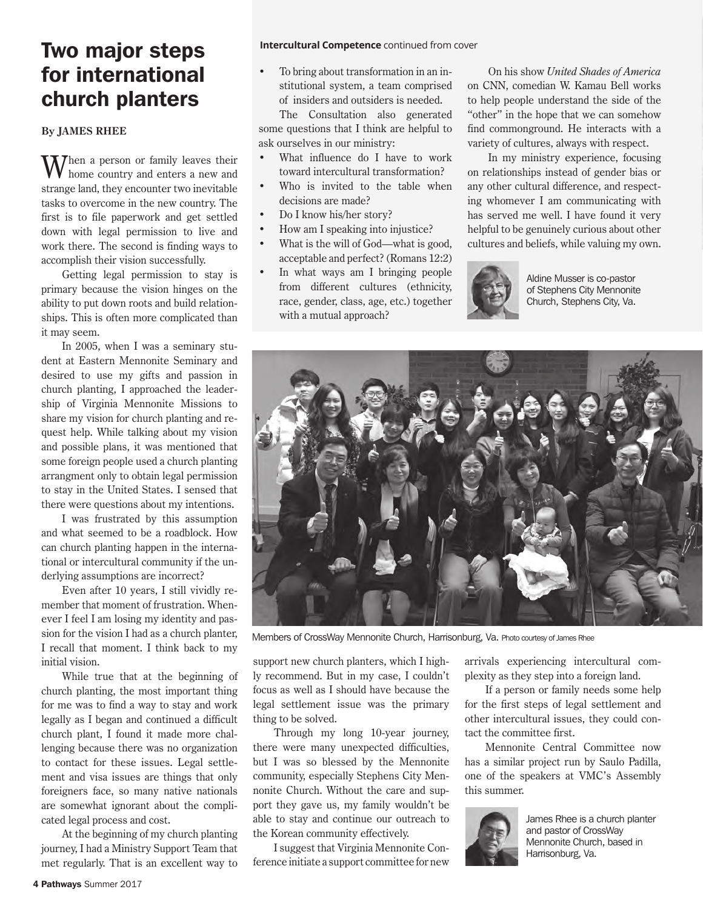**Intercultural Competence** continued from cover

- To bring about transformation in an institutional system, a team comprised of insiders and outsiders is needed.

The Consultation also generated some questions that I think are helpful to ask ourselves in our ministry:

- What influence do I have to work toward intercultural transformation?
- Who is invited to the table when decisions are made?
- Do I know his/her story?
- How am I speaking into injustice?
- What is the will of God—what is good, acceptable and perfect? (Romans 12:2)
- In what ways am I bringing people from different cultures (ethnicity, race, gender, class, age, etc.) together with a mutual approach?

On his show *United Shades of America* on CNN, comedian W. Kamau Bell works to help people understand the side of the "other" in the hope that we can somehow find commonground. He interacts with a variety of cultures, always with respect.

In my ministry experience, focusing on relationships instead of gender bias or any other cultural difference, and respecting whomever I am communicating with has served me well. I have found it very helpful to be genuinely curious about other cultures and beliefs, while valuing my own.

Aldine Musser is co-pastor of Stephens City Mennonite Church, Stephens City, Va.

# Two major steps for international church planters

**By JAMES RHEE**

When a person or family leaves their home country and enters a new and strange land, they encounter two inevitable tasks to overcome in the new country. The first is to file paperwork and get settled down with legal permission to live and work there. The second is finding ways to accomplish their vision successfully.

Getting legal permission to stay is primary because the vision hinges on the ability to put down roots and build relationships. This is often more complicated than it may seem.

In 2005, when I was a seminary student at Eastern Mennonite Seminary and desired to use my gifts and passion in church planting, I approached the leadership of Virginia Mennonite Missions to share my vision for church planting and request help. While talking about my vision and possible plans, it was mentioned that some foreign people used a church planting arrangment only to obtain legal permission to stay in the United States. I sensed that there were questions about my intentions.

I was frustrated by this assumption and what seemed to be a roadblock. How can church planting happen in the international or intercultural community if the underlying assumptions are incorrect?

Even after 10 years, I still vividly remember that moment of frustration. Whenever I feel I am losing my identity and passion for the vision I had as a church planter, I recall that moment. I think back to my initial vision.

While true that at the beginning of church planting, the most important thing for me was to find a way to stay and work legally as I began and continued a difficult church plant, I found it made more challenging because there was no organization to contact for these issues. Legal settlement and visa issues are things that only foreigners face, so many native nationals are somewhat ignorant about the complicated legal process and cost.

At the beginning of my church planting journey, I had a Ministry Support Team that met regularly. That is an excellent way to support new church planters, which I highly recommend. But in my case, I couldn't focus as well as I should have because the legal settlement issue was the primary thing to be solved.

Through my long 10-year journey, there were many unexpected difficulties, but I was so blessed by the Mennonite community, especially Stephens City Mennonite Church. Without the care and support they gave us, my family wouldn't be able to stay and continue our outreach to the Korean community effectively.

I suggest that Virginia Mennonite Conference initiate a support committee for new arrivals experiencing intercultural complexity as they step into a foreign land.

If a person or family needs some help for the first steps of legal settlement and other intercultural issues, they could contact the committee first.

Mennonite Central Committee now has a similar project run by Saulo Padilla, one of the speakers at VMC's Assembly this summer.

Members of CrossWay Mennonite Church, Harrisonburg, Va. Photo courtesy of James Rhee

James Rhee is a church planter and pastor of CrossWay Mennonite Church, based in Harrisonburg, Va.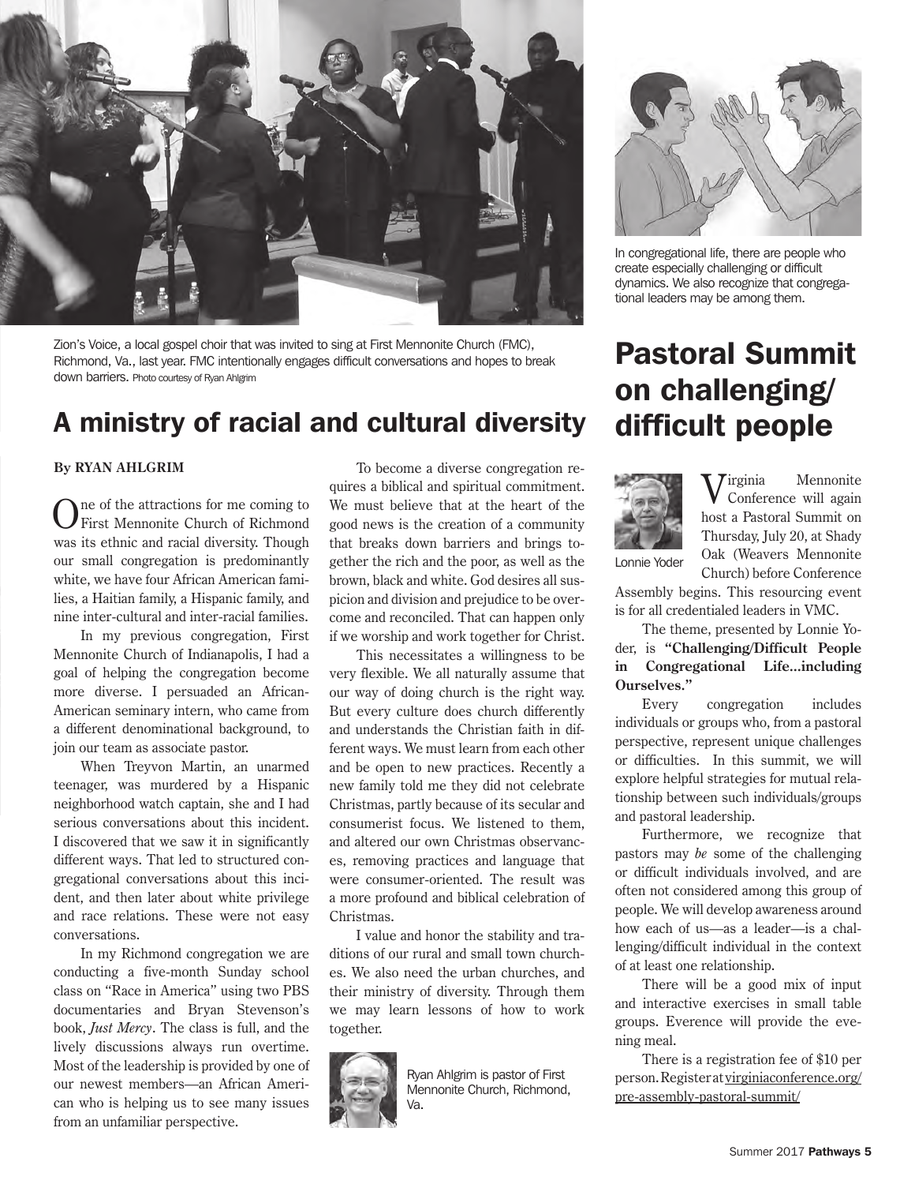Zion's Voice, a local gospel choir that was invited to sing at First Mennonite Church (FMC), Richmond, Va., last year. FMC intentionally engages difficult conversations and hopes to break down barriers. Photo courtesy of Ryan Ahlgrim

## A ministry of racial and cultural diversity

**By RYAN AHLGRIM**

One of the attractions for me coming to First Mennonite Church of Richmond was its ethnic and racial diversity. Though our small congregation is predominantly white, we have four African American families, a Haitian family, a Hispanic family, and nine inter-cultural and inter-racial families.

In my previous congregation, First Mennonite Church of Indianapolis, I had a goal of helping the congregation become more diverse. I persuaded an African-American seminary intern, who came from a different denominational background, to join our team as associate pastor.

When Treyvon Martin, an unarmed teenager, was murdered by a Hispanic neighborhood watch captain, she and I had serious conversations about this incident. I discovered that we saw it in significantly different ways. That led to structured congregational conversations about this incident, and then later about white privilege and race relations. These were not easy conversations.

In my Richmond congregation we are conducting a five-month Sunday school class on "Race in America" using two PBS documentaries and Bryan Stevenson's book, *Just Mercy*. The class is full, and the lively discussions always run overtime. Most of the leadership is provided by one of our newest members—an African American who is helping us to see many issues from an unfamiliar perspective.

To become a diverse congregation requires a biblical and spiritual commitment. We must believe that at the heart of the good news is the creation of a community that breaks down barriers and brings together the rich and the poor, as well as the brown, black and white. God desires all suspicion and division and prejudice to be overcome and reconciled. That can happen only if we worship and work together for Christ.

This necessitates a willingness to be very flexible. We all naturally assume that our way of doing church is the right way. But every culture does church differently and understands the Christian faith in different ways. We must learn from each other and be open to new practices. Recently a new family told me they did not celebrate Christmas, partly because of its secular and consumerist focus. We listened to them, and altered our own Christmas observances, removing practices and language that were consumer-oriented. The result was a more profound and biblical celebration of Christmas.

I value and honor the stability and traditions of our rural and small town churches. We also need the urban churches, and their ministry of diversity. Through them we may learn lessons of how to work together.

Ryan Ahlgrim is pastor of First Mennonite Church, Richmond, Va.

In congregational life, there are people who create especially challenging or difficult dynamics. We also recognize that congregational leaders may be among them.

## Pastoral Summit on challenging/difficult people

Lonnie Yoder

Virginia Mennonite Conference will again host a Pastoral Summit on Thursday, July 20, at Shady Oak (Weavers Mennonite Church) before Conference Assembly begins. This resourcing event is for all credentialed leaders in VMC.

The theme, presented by Lonnie Yoder, is **"Challenging/Difficult People in Congregational Life…including Ourselves."**

Every congregation includes individuals or groups who, from a pastoral perspective, represent unique challenges or difficulties. In this summit, we will explore helpful strategies for mutual relationship between such individuals/groups and pastoral leadership.

Furthermore, we recognize that pastors may *be* some of the challenging or difficult individuals involved, and are often not considered among this group of people. We will develop awareness around how each of us—as a leader—is a challenging/difficult individual in the context of at least one relationship.

There will be a good mix of input and interactive exercises in small table groups. Everence will provide the evening meal.

There is a registration fee of $10 per person. Register at virginiaconference.org/pre-assembly-pastoral-summit/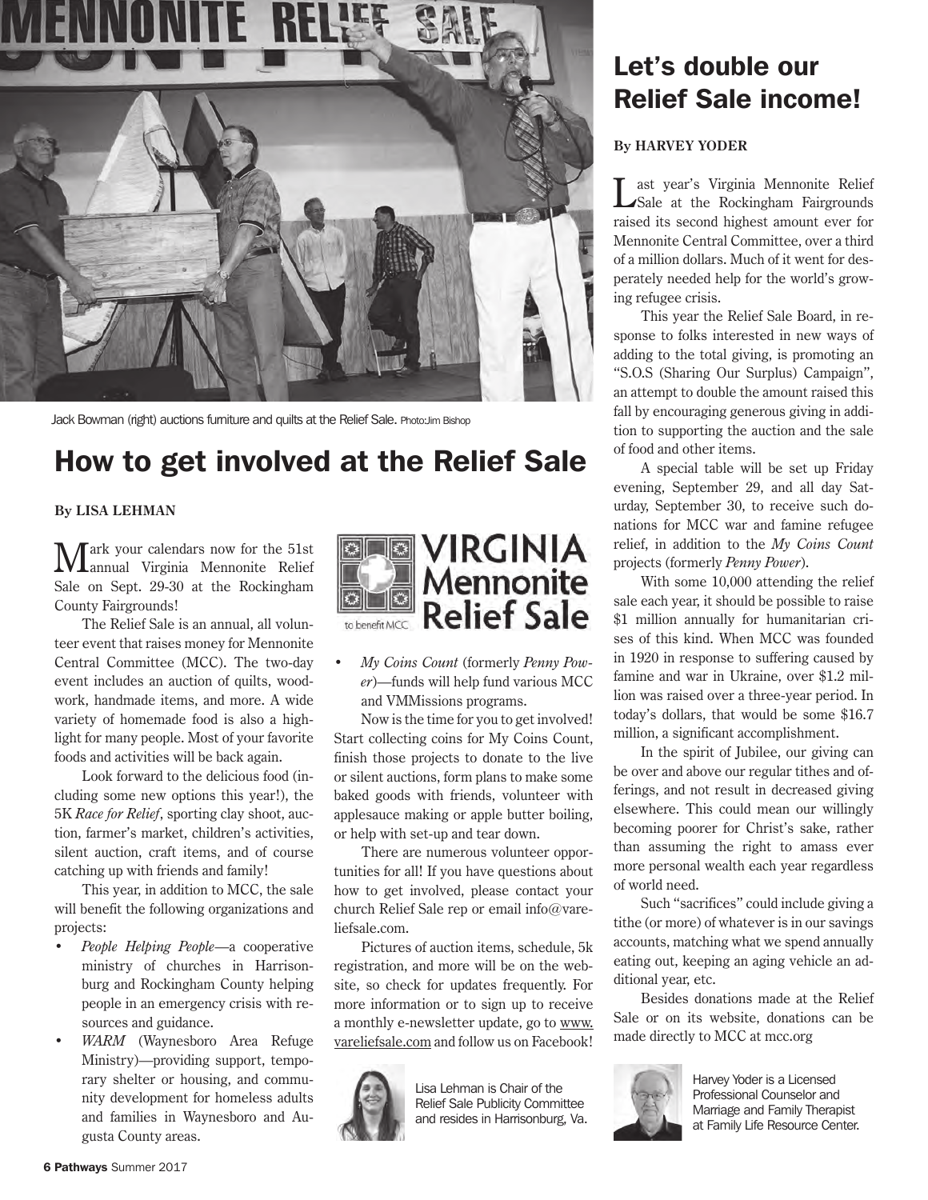Jack Bowman (right) auctions furniture and quilts at the Relief Sale. Photo:Jim Bishop

# How to get involved at the Relief Sale

**By LISA LEHMAN**

Mark your calendars now for the 51st annual Virginia Mennonite Relief Sale on Sept. 29-30 at the Rockingham County Fairgrounds!

The Relief Sale is an annual, all volunteer event that raises money for Mennonite Central Committee (MCC). The two-day event includes an auction of quilts, woodwork, handmade items, and more. A wide variety of homemade food is also a highlight for many people. Most of your favorite foods and activities will be back again.

Look forward to the delicious food (including some new options this year!), the 5K *Race for Relief*, sporting clay shoot, auction, farmer's market, children's activities, silent auction, craft items, and of course catching up with friends and family!

This year, in addition to MCC, the sale will benefit the following organizations and projects:

- *People Helping People*—a cooperative ministry of churches in Harrisonburg and Rockingham County helping people in an emergency crisis with resources and guidance.
- *WARM* (Waynesboro Area Refuge Ministry)—providing support, temporary shelter or housing, and community development for homeless adults and families in Waynesboro and Augusta County areas.
- *My Coins Count* (formerly *Penny Power*)—funds will help fund various MCC and VMMissions programs.

Now is the time for you to get involved! Start collecting coins for My Coins Count, finish those projects to donate to the live or silent auctions, form plans to make some baked goods with friends, volunteer with applesauce making or apple butter boiling, or help with set-up and tear down.

There are numerous volunteer opportunities for all! If you have questions about how to get involved, please contact your church Relief Sale rep or email info@vareliefsale.com.

Pictures of auction items, schedule, 5k registration, and more will be on the website, so check for updates frequently. For more information or to sign up to receive a monthly e-newsletter update, go to www.vareliefsale.com and follow us on Facebook!

Lisa Lehman is Chair of the Relief Sale Publicity Committee and resides in Harrisonburg, Va.

# Let's double our Relief Sale income!

**By HARVEY YODER**

Last year's Virginia Mennonite Relief Sale at the Rockingham Fairgrounds raised its second highest amount ever for Mennonite Central Committee, over a third of a million dollars. Much of it went for desperately needed help for the world's growing refugee crisis.

This year the Relief Sale Board, in response to folks interested in new ways of adding to the total giving, is promoting an "S.O.S (Sharing Our Surplus) Campaign", an attempt to double the amount raised this fall by encouraging generous giving in addition to supporting the auction and the sale of food and other items.

A special table will be set up Friday evening, September 29, and all day Saturday, September 30, to receive such donations for MCC war and famine refugee relief, in addition to the *My Coins Count* projects (formerly *Penny Power*).

With some 10,000 attending the relief sale each year, it should be possible to raise $1 million annually for humanitarian crises of this kind. When MCC was founded in 1920 in response to suffering caused by famine and war in Ukraine, over $1.2 million was raised over a three-year period. In today's dollars, that would be some $16.7 million, a significant accomplishment.

In the spirit of Jubilee, our giving can be over and above our regular tithes and offerings, and not result in decreased giving elsewhere. This could mean our willingly becoming poorer for Christ's sake, rather than assuming the right to amass ever more personal wealth each year regardless of world need.

Such "sacrifices" could include giving a tithe (or more) of whatever is in our savings accounts, matching what we spend annually eating out, keeping an aging vehicle an additional year, etc.

Besides donations made at the Relief Sale or on its website, donations can be made directly to MCC at mcc.org

Harvey Yoder is a Licensed Professional Counselor and Marriage and Family Therapist at Family Life Resource Center.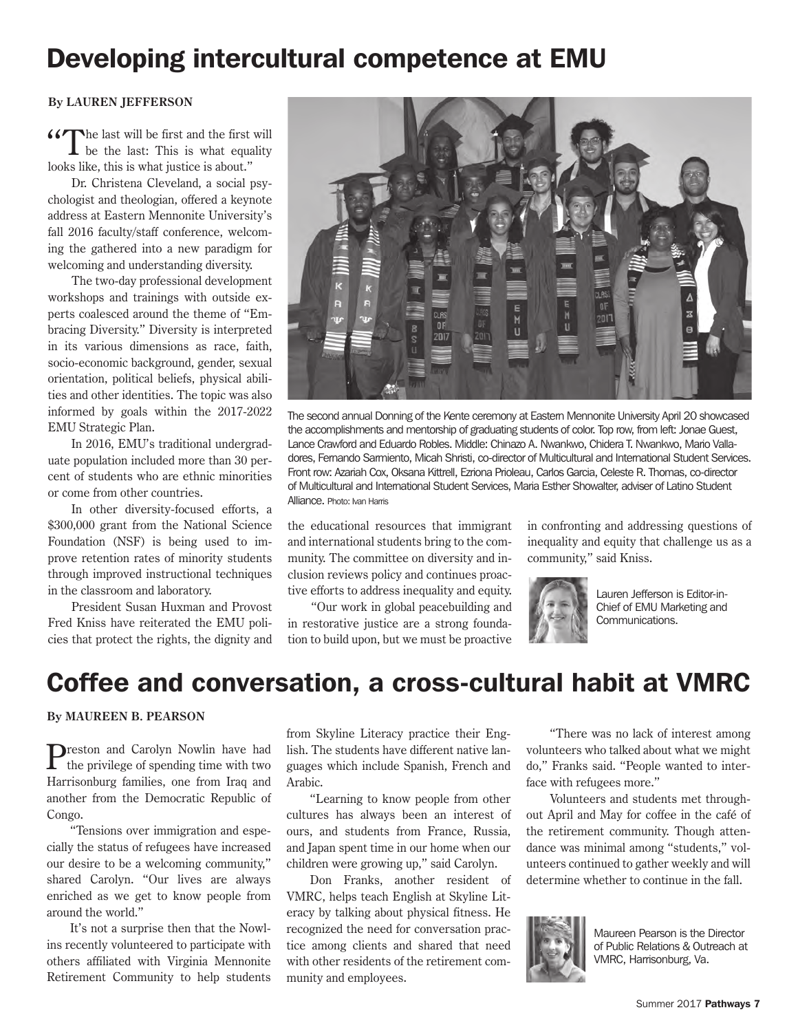# Developing intercultural competence at EMU

**By LAUREN JEFFERSON**

"The last will be first and the first will be the last: This is what equality looks like, this is what justice is about."

Dr. Christena Cleveland, a social psychologist and theologian, offered a keynote address at Eastern Mennonite University's fall 2016 faculty/staff conference, welcoming the gathered into a new paradigm for welcoming and understanding diversity.

The two-day professional development workshops and trainings with outside experts coalesced around the theme of "Embracing Diversity." Diversity is interpreted in its various dimensions as race, faith, socio-economic background, gender, sexual orientation, political beliefs, physical abilities and other identities. The topic was also informed by goals within the 2017-2022 EMU Strategic Plan.

In 2016, EMU's traditional undergraduate population included more than 30 percent of students who are ethnic minorities or come from other countries.

In other diversity-focused efforts, a $300,000 grant from the National Science Foundation (NSF) is being used to improve retention rates of minority students through improved instructional techniques in the classroom and laboratory.

President Susan Huxman and Provost Fred Kniss have reiterated the EMU policies that protect the rights, the dignity and the educational resources that immigrant and international students bring to the community. The committee on diversity and inclusion reviews policy and continues proactive efforts to address inequality and equity.

"Our work in global peacebuilding and in restorative justice are a strong foundation to build upon, but we must be proactive in confronting and addressing questions of inequality and equity that challenge us as a community," said Kniss.

The second annual Donning of the Kente ceremony at Eastern Mennonite University April 20 showcased the accomplishments and mentorship of graduating students of color. Top row, from left: Jonae Guest, Lance Crawford and Eduardo Robles. Middle: Chinazo A. Nwankwo, Chidera T. Nwankwo, Mario Valladores, Fernando Sarmiento, Micah Shristi, co-director of Multicultural and International Student Services. Front row: Azariah Cox, Oksana Kittrell, Ezriona Prioleau, Carlos Garcia, Celeste R. Thomas, co-director of Multicultural and International Student Services, Maria Esther Showalter, adviser of Latino Student Alliance. Photo: Ivan Harris

Lauren Jefferson is Editor-in-Chief of EMU Marketing and Communications.

# Coffee and conversation, a cross-cultural habit at VMRC

**By MAUREEN B. PEARSON**

Preston and Carolyn Nowlin have had the privilege of spending time with two Harrisonburg families, one from Iraq and another from the Democratic Republic of Congo.

"Tensions over immigration and especially the status of refugees have increased our desire to be a welcoming community," shared Carolyn. "Our lives are always enriched as we get to know people from around the world."

It's not a surprise then that the Nowlins recently volunteered to participate with others affiliated with Virginia Mennonite Retirement Community to help students from Skyline Literacy practice their English. The students have different native languages which include Spanish, French and Arabic.

"Learning to know people from other cultures has always been an interest of ours, and students from France, Russia, and Japan spent time in our home when our children were growing up," said Carolyn.

Don Franks, another resident of VMRC, helps teach English at Skyline Literacy by talking about physical fitness. He recognized the need for conversation practice among clients and shared that need with other residents of the retirement community and employees.

"There was no lack of interest among volunteers who talked about what we might do," Franks said. "People wanted to interface with refugees more."

Volunteers and students met throughout April and May for coffee in the café of the retirement community. Though attendance was minimal among "students," volunteers continued to gather weekly and will determine whether to continue in the fall.

Maureen Pearson is the Director of Public Relations & Outreach at VMRC, Harrisonburg, Va.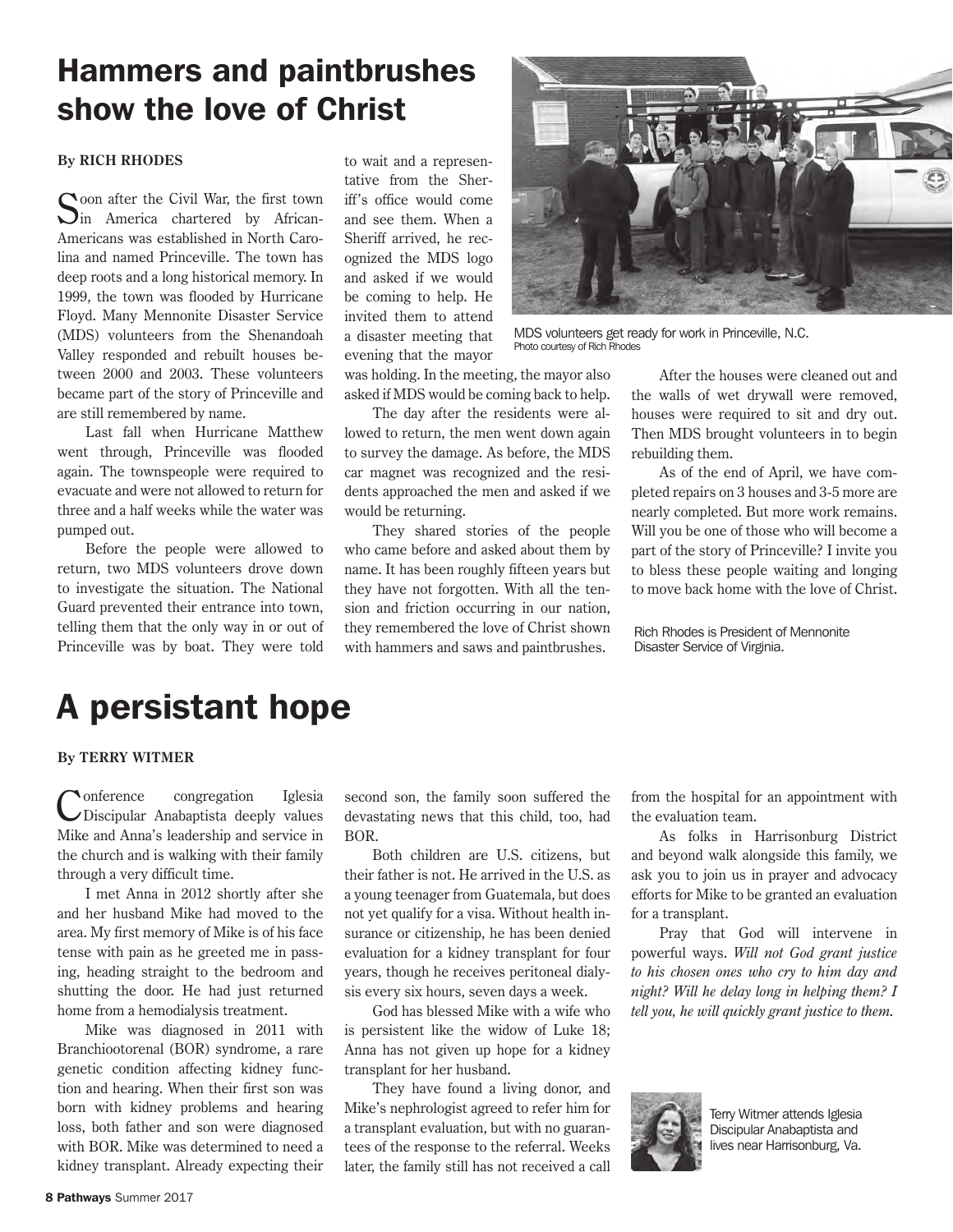# Hammers and paintbrushes show the love of Christ

**By RICH RHODES**

Soon after the Civil War, the first town in America chartered by African-Americans was established in North Carolina and named Princeville. The town has deep roots and a long historical memory. In 1999, the town was flooded by Hurricane Floyd. Many Mennonite Disaster Service (MDS) volunteers from the Shenandoah Valley responded and rebuilt houses between 2000 and 2003. These volunteers became part of the story of Princeville and are still remembered by name.

Last fall when Hurricane Matthew went through, Princeville was flooded again. The townspeople were required to evacuate and were not allowed to return for three and a half weeks while the water was pumped out.

Before the people were allowed to return, two MDS volunteers drove down to investigate the situation. The National Guard prevented their entrance into town, telling them that the only way in or out of Princeville was by boat. They were told to wait and a representative from the Sheriff's office would come and see them. When a Sheriff arrived, he recognized the MDS logo and asked if we would be coming to help. He invited them to attend a disaster meeting that evening that the mayor was holding. In the meeting, the mayor also asked if MDS would be coming back to help.

The day after the residents were allowed to return, the men went down again to survey the damage. As before, the MDS car magnet was recognized and the residents approached the men and asked if we would be returning.

They shared stories of the people who came before and asked about them by name. It has been roughly fifteen years but they have not forgotten. With all the tension and friction occurring in our nation, they remembered the love of Christ shown with hammers and saws and paintbrushes.

MDS volunteers get ready for work in Princeville, N.C.
Photo courtesy of Rich Rhodes

After the houses were cleaned out and the walls of wet drywall were removed, houses were required to sit and dry out. Then MDS brought volunteers in to begin rebuilding them.

As of the end of April, we have completed repairs on 3 houses and 3-5 more are nearly completed. But more work remains. Will you be one of those who will become a part of the story of Princeville? I invite you to bless these people waiting and longing to move back home with the love of Christ.

Rich Rhodes is President of Mennonite Disaster Service of Virginia.

# A persistant hope

**By TERRY WITMER**

Conference congregation Iglesia Discipular Anabaptista deeply values Mike and Anna's leadership and service in the church and is walking with their family through a very difficult time.

I met Anna in 2012 shortly after she and her husband Mike had moved to the area. My first memory of Mike is of his face tense with pain as he greeted me in passing, heading straight to the bedroom and shutting the door. He had just returned home from a hemodialysis treatment.

Mike was diagnosed in 2011 with Branchiootorenal (BOR) syndrome, a rare genetic condition affecting kidney function and hearing. When their first son was born with kidney problems and hearing loss, both father and son were diagnosed with BOR. Mike was determined to need a kidney transplant. Already expecting their second son, the family soon suffered the devastating news that this child, too, had BOR.

Both children are U.S. citizens, but their father is not. He arrived in the U.S. as a young teenager from Guatemala, but does not yet qualify for a visa. Without health insurance or citizenship, he has been denied evaluation for a kidney transplant for four years, though he receives peritoneal dialysis every six hours, seven days a week.

God has blessed Mike with a wife who is persistent like the widow of Luke 18; Anna has not given up hope for a kidney transplant for her husband.

They have found a living donor, and Mike's nephrologist agreed to refer him for a transplant evaluation, but with no guarantees of the response to the referral. Weeks later, the family still has not received a call from the hospital for an appointment with the evaluation team.

As folks in Harrisonburg District and beyond walk alongside this family, we ask you to join us in prayer and advocacy efforts for Mike to be granted an evaluation for a transplant.

Pray that God will intervene in powerful ways. *Will not God grant justice to his chosen ones who cry to him day and night? Will he delay long in helping them? I tell you, he will quickly grant justice to them.*

Terry Witmer attends Iglesia Discipular Anabaptista and lives near Harrisonburg, Va.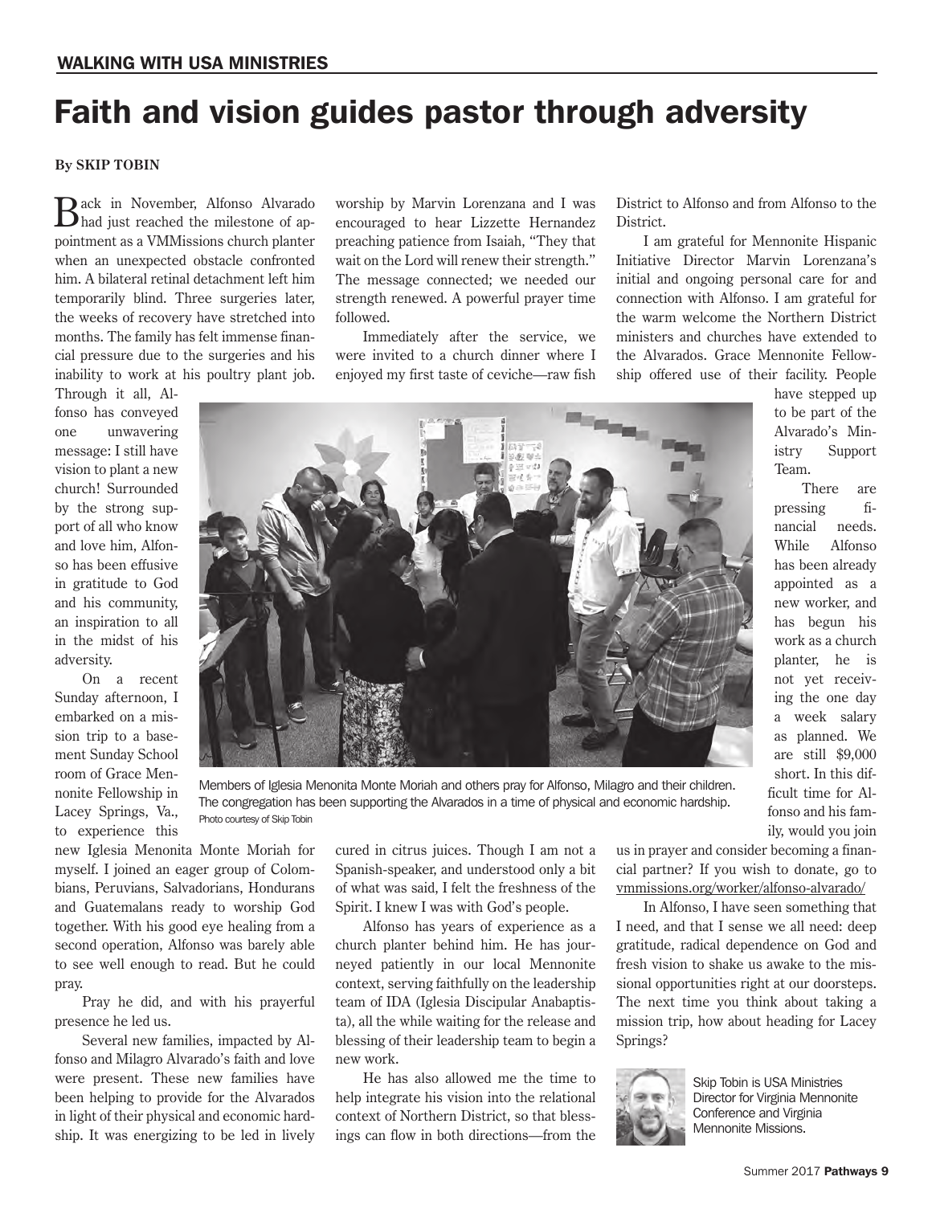## WALKING WITH USA MINISTRIES

# Faith and vision guides pastor through adversity

**By SKIP TOBIN**

Back in November, Alfonso Alvarado had just reached the milestone of appointment as a VMMissions church planter when an unexpected obstacle confronted him. A bilateral retinal detachment left him temporarily blind. Three surgeries later, the weeks of recovery have stretched into months. The family has felt immense financial pressure due to the surgeries and his inability to work at his poultry plant job. Through it all, Alfonso has conveyed one unwavering message: I still have vision to plant a new church! Surrounded by the strong support of all who know and love him, Alfonso has been effusive in gratitude to God and his community, an inspiration to all in the midst of his adversity.

On a recent Sunday afternoon, I embarked on a mission trip to a basement Sunday School room of Grace Mennonite Fellowship in Lacey Springs, Va., to experience this new Iglesia Menonita Monte Moriah for myself. I joined an eager group of Colombians, Peruvians, Salvadorians, Hondurans and Guatemalans ready to worship God together. With his good eye healing from a second operation, Alfonso was barely able to see well enough to read. But he could pray.

Pray he did, and with his prayerful presence he led us.

Several new families, impacted by Alfonso and Milagro Alvarado's faith and love were present. These new families have been helping to provide for the Alvarados in light of their physical and economic hardship. It was energizing to be led in lively worship by Marvin Lorenzana and I was encouraged to hear Lizzette Hernandez preaching patience from Isaiah, "They that wait on the Lord will renew their strength." The message connected; we needed our strength renewed. A powerful prayer time followed.

Immediately after the service, we were invited to a church dinner where I enjoyed my first taste of ceviche—raw fish cured in citrus juices. Though I am not a Spanish-speaker, and understood only a bit of what was said, I felt the freshness of the Spirit. I knew I was with God's people.

Alfonso has years of experience as a church planter behind him. He has journeyed patiently in our local Mennonite context, serving faithfully on the leadership team of IDA (Iglesia Discipular Anabaptista), all the while waiting for the release and blessing of their leadership team to begin a new work.

He has also allowed me the time to help integrate his vision into the relational context of Northern District, so that blessings can flow in both directions—from the District to Alfonso and from Alfonso to the District.

I am grateful for Mennonite Hispanic Initiative Director Marvin Lorenzana's initial and ongoing personal care for and connection with Alfonso. I am grateful for the warm welcome the Northern District ministers and churches have extended to the Alvarados. Grace Mennonite Fellowship offered use of their facility. People have stepped up to be part of the Alvarado's Ministry Support Team.

There are pressing financial needs. While Alfonso has been already appointed as a new worker, and has begun his work as a church planter, he is not yet receiving the one day a week salary as planned. We are still $9,000 short. In this difficult time for Alfonso and his family, would you join us in prayer and consider becoming a financial partner? If you wish to donate, go to vmmissions.org/worker/alfonso-alvarado/

In Alfonso, I have seen something that I need, and that I sense we all need: deep gratitude, radical dependence on God and fresh vision to shake us awake to the missional opportunities right at our doorsteps. The next time you think about taking a mission trip, how about heading for Lacey Springs?

Members of Iglesia Menonita Monte Moriah and others pray for Alfonso, Milagro and their children. The congregation has been supporting the Alvarados in a time of physical and economic hardship. Photo courtesy of Skip Tobin

Skip Tobin is USA Ministries Director for Virginia Mennonite Conference and Virginia Mennonite Missions.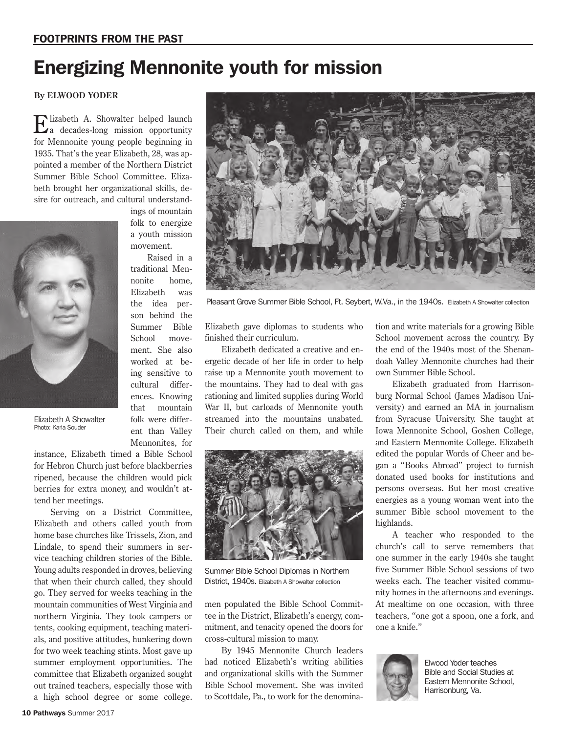FOOTPRINTS FROM THE PAST

# Energizing Mennonite youth for mission

**By ELWOOD YODER**

Elizabeth A. Showalter helped launch a decades-long mission opportunity for Mennonite young people beginning in 1935. That's the year Elizabeth, 28, was appointed a member of the Northern District Summer Bible School Committee. Elizabeth brought her organizational skills, desire for outreach, and cultural understandings of mountain folk to energize a youth mission movement.

Elizabeth A Showalter
Photo: Karla Souder

Raised in a traditional Mennonite home, Elizabeth was the idea person behind the Summer Bible School movement. She also worked at being sensitive to cultural differences. Knowing that mountain folk were different than Valley Mennonites, for instance, Elizabeth timed a Bible School for Hebron Church just before blackberries ripened, because the children would pick berries for extra money, and wouldn't attend her meetings.

Serving on a District Committee, Elizabeth and others called youth from home base churches like Trissels, Zion, and Lindale, to spend their summers in service teaching children stories of the Bible. Young adults responded in droves, believing that when their church called, they should go. They served for weeks teaching in the mountain communities of West Virginia and northern Virginia. They took campers or tents, cooking equipment, teaching materials, and positive attitudes, hunkering down for two week teaching stints. Most gave up summer employment opportunities. The committee that Elizabeth organized sought out trained teachers, especially those with a high school degree or some college. Elizabeth gave diplomas to students who finished their curriculum.

Pleasant Grove Summer Bible School, Ft. Seybert, W.Va., in the 1940s. Elizabeth A Showalter collection

Elizabeth dedicated a creative and energetic decade of her life in order to help raise up a Mennonite youth movement to the mountains. They had to deal with gas rationing and limited supplies during World War II, but carloads of Mennonite youth streamed into the mountains unabated. Their church called on them, and while men populated the Bible School Committee in the District, Elizabeth's energy, commitment, and tenacity opened the doors for cross-cultural mission to many.

Summer Bible School Diplomas in Northern District, 1940s. Elizabeth A Showalter collection

By 1945 Mennonite Church leaders had noticed Elizabeth's writing abilities and organizational skills with the Summer Bible School movement. She was invited to Scottdale, Pa., to work for the denomination and write materials for a growing Bible School movement across the country. By the end of the 1940s most of the Shenandoah Valley Mennonite churches had their own Summer Bible School.

Elizabeth graduated from Harrisonburg Normal School (James Madison University) and earned an MA in journalism from Syracuse University. She taught at Iowa Mennonite School, Goshen College, and Eastern Mennonite College. Elizabeth edited the popular Words of Cheer and began a "Books Abroad" project to furnish donated used books for institutions and persons overseas. But her most creative energies as a young woman went into the summer Bible school movement to the highlands.

A teacher who responded to the church's call to serve remembers that one summer in the early 1940s she taught five Summer Bible School sessions of two weeks each. The teacher visited community homes in the afternoons and evenings. At mealtime on one occasion, with three teachers, "one got a spoon, one a fork, and one a knife."

Elwood Yoder teaches Bible and Social Studies at Eastern Mennonite School, Harrisonburg, Va.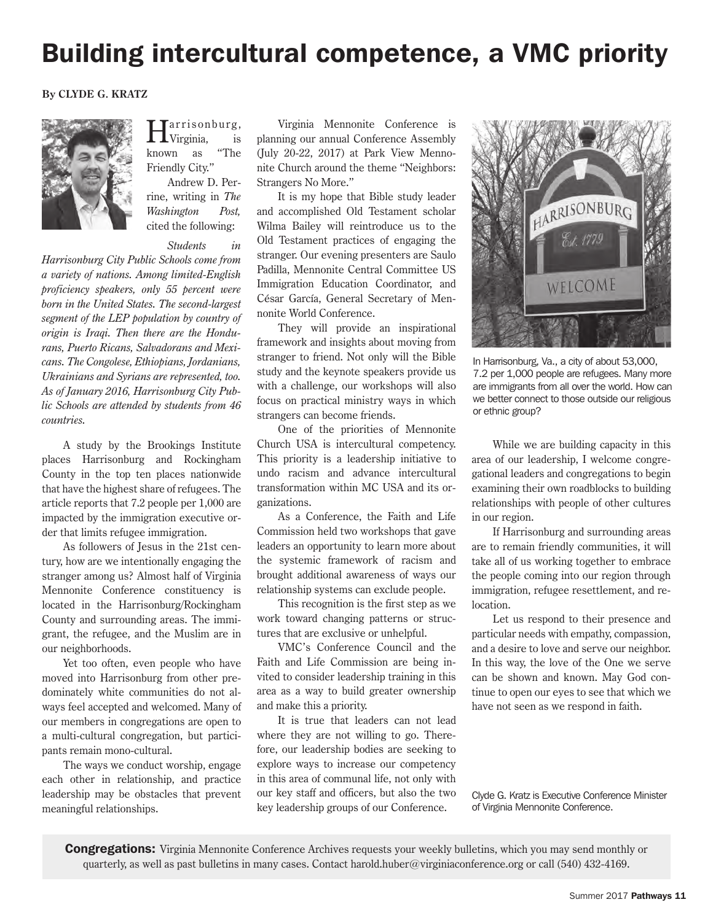# Building intercultural competence, a VMC priority

**By CLYDE G. KRATZ**

Harrisonburg, Virginia, is known as "The Friendly City."

Andrew D. Perrine, writing in *The Washington Post,* cited the following:

*Students in Harrisonburg City Public Schools come from a variety of nations. Among limited-English proficiency speakers, only 55 percent were born in the United States. The second-largest segment of the LEP population by country of origin is Iraqi. Then there are the Hondurans, Puerto Ricans, Salvadorans and Mexicans. The Congolese, Ethiopians, Jordanians, Ukrainians and Syrians are represented, too. As of January 2016, Harrisonburg City Public Schools are attended by students from 46 countries.*

A study by the Brookings Institute places Harrisonburg and Rockingham County in the top ten places nationwide that have the highest share of refugees. The article reports that 7.2 people per 1,000 are impacted by the immigration executive order that limits refugee immigration.

As followers of Jesus in the 21st century, how are we intentionally engaging the stranger among us? Almost half of Virginia Mennonite Conference constituency is located in the Harrisonburg/Rockingham County and surrounding areas. The immigrant, the refugee, and the Muslim are in our neighborhoods.

Yet too often, even people who have moved into Harrisonburg from other predominately white communities do not always feel accepted and welcomed. Many of our members in congregations are open to a multi-cultural congregation, but participants remain mono-cultural.

The ways we conduct worship, engage each other in relationship, and practice leadership may be obstacles that prevent meaningful relationships.

Virginia Mennonite Conference is planning our annual Conference Assembly (July 20-22, 2017) at Park View Mennonite Church around the theme "Neighbors: Strangers No More."

It is my hope that Bible study leader and accomplished Old Testament scholar Wilma Bailey will reintroduce us to the Old Testament practices of engaging the stranger. Our evening presenters are Saulo Padilla, Mennonite Central Committee US Immigration Education Coordinator, and César García, General Secretary of Mennonite World Conference.

They will provide an inspirational framework and insights about moving from stranger to friend. Not only will the Bible study and the keynote speakers provide us with a challenge, our workshops will also focus on practical ministry ways in which strangers can become friends.

One of the priorities of Mennonite Church USA is intercultural competency. This priority is a leadership initiative to undo racism and advance intercultural transformation within MC USA and its organizations.

As a Conference, the Faith and Life Commission held two workshops that gave leaders an opportunity to learn more about the systemic framework of racism and brought additional awareness of ways our relationship systems can exclude people.

This recognition is the first step as we work toward changing patterns or structures that are exclusive or unhelpful.

VMC's Conference Council and the Faith and Life Commission are being invited to consider leadership training in this area as a way to build greater ownership and make this a priority.

It is true that leaders can not lead where they are not willing to go. Therefore, our leadership bodies are seeking to explore ways to increase our competency in this area of communal life, not only with our key staff and officers, but also the two key leadership groups of our Conference.

In Harrisonburg, Va., a city of about 53,000, 7.2 per 1,000 people are refugees. Many more are immigrants from all over the world. How can we better connect to those outside our religious or ethnic group?

While we are building capacity in this area of our leadership, I welcome congregational leaders and congregations to begin examining their own roadblocks to building relationships with people of other cultures in our region.

If Harrisonburg and surrounding areas are to remain friendly communities, it will take all of us working together to embrace the people coming into our region through immigration, refugee resettlement, and relocation.

Let us respond to their presence and particular needs with empathy, compassion, and a desire to love and serve our neighbor. In this way, the love of the One we serve can be shown and known. May God continue to open our eyes to see that which we have not seen as we respond in faith.

Clyde G. Kratz is Executive Conference Minister of Virginia Mennonite Conference.

**Congregations:** Virginia Mennonite Conference Archives requests your weekly bulletins, which you may send monthly or quarterly, as well as past bulletins in many cases. Contact harold.huber@virginiaconference.org or call (540) 432-4169.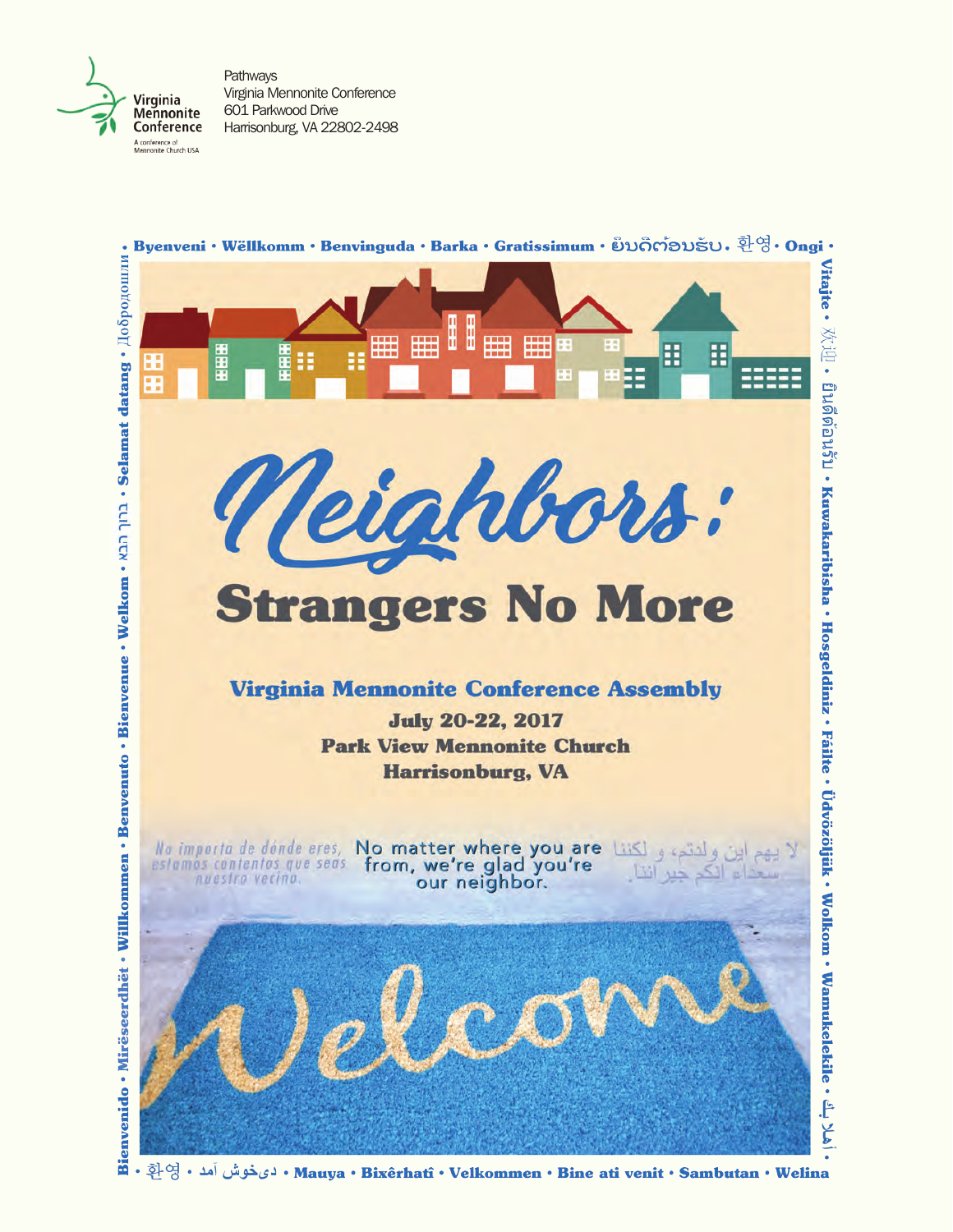Virginia Mennonite Conference

A conference of Mennonite Church USA

Pathways
Virginia Mennonite Conference
601 Parkwood Drive
Harrisonburg, VA 22802-2498

• Byenveni • Wëllkomm • Benvinguda • Barka • Gratissimum • ຍິນດີຕ້ອນຮັບ • 환영 • Ongi • Vitajte • 欢迎 • ยินดีต้อนรับ • Kuwakaribisha • Hosgeldiniz • Fáilte • Üdvözöljük • Wolkom • Wamukelekile • أهلا بك • Welina • Sambutan • Bine ati venit • Velkommen • Bixêrhatî • Mauya • دی‌خوش آمد • 환영 • Bienvenido • Mirësevërdhët • Willkommen • Benvenuto • Bienvenue • Welkom • ברוך הבא • Selamat datang • Добродошли •

# Neighbors:

# Strangers No More

## Virginia Mennonite Conference Assembly

**July 20-22, 2017**
**Park View Mennonite Church**
**Harrisonburg, VA**

No importa de dónde eres, estamos contentos que seas nuestro vecino.

No matter where you are from, we're glad you're our neighbor.

لا يهم اين ولدتم، و لكننا سعداء انكم جيراننا.

Welcome